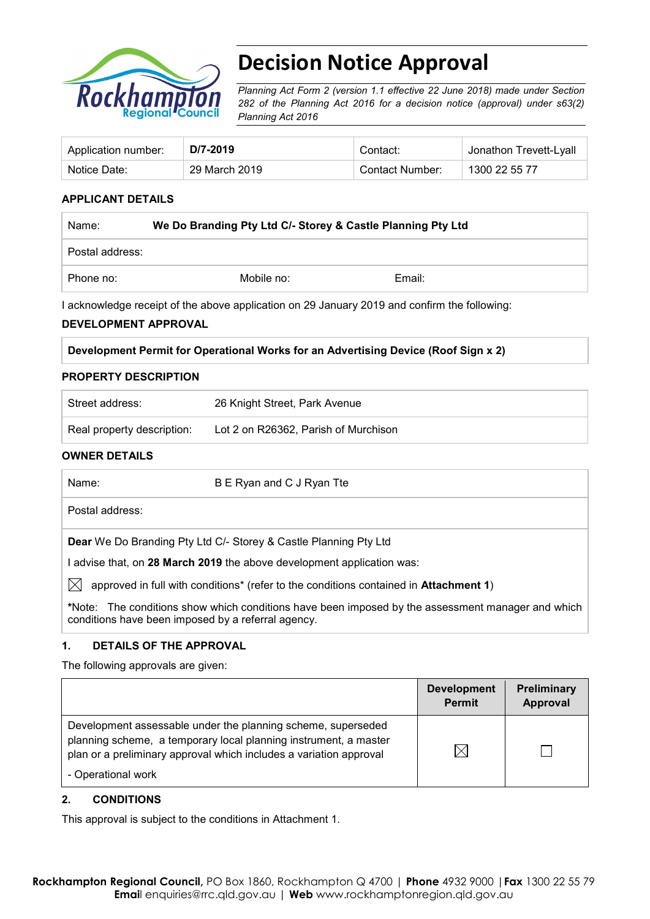# Decision Notice Approval

*Planning Act Form 2 (version 1.1 effective 22 June 2018) made under Section 282 of the Planning Act 2016 for a decision notice (approval) under s63(2) Planning Act 2016*

| Application number: | **D/7-2019** | Contact: | Jonathon Trevett-Lyall |
|---|---|---|---|
| Notice Date: | 29 March 2019 | Contact Number: | 1300 22 55 77 |

### APPLICANT DETAILS

| Name: | **We Do Branding Pty Ltd C/- Storey & Castle Planning Pty Ltd** | |
|---|---|---|
| Postal address: | | |
| Phone no: | Mobile no: | Email: |

I acknowledge receipt of the above application on 29 January 2019 and confirm the following:

### DEVELOPMENT APPROVAL

**Development Permit for Operational Works for an Advertising Device (Roof Sign x 2)**

### PROPERTY DESCRIPTION

| Street address: | 26 Knight Street, Park Avenue |
|---|---|
| Real property description: | Lot 2 on R26362, Parish of Murchison |

### OWNER DETAILS

| Name: | B E Ryan and C J Ryan Tte |
|---|---|
| Postal address: | |

**Dear** We Do Branding Pty Ltd C/- Storey & Castle Planning Pty Ltd

I advise that, on **28 March 2019** the above development application was:

☒ approved in full with conditions* (refer to the conditions contained in **Attachment 1**)

***Note:** The conditions show which conditions have been imposed by the assessment manager and which conditions have been imposed by a referral agency.

### 1. DETAILS OF THE APPROVAL

The following approvals are given:

| | Development Permit | Preliminary Approval |
|---|---|---|
| Development assessable under the planning scheme, superseded planning scheme, a temporary local planning instrument, a master plan or a preliminary approval which includes a variation approval<br>- Operational work | ☒ | ☐ |

### 2. CONDITIONS

This approval is subject to the conditions in Attachment 1.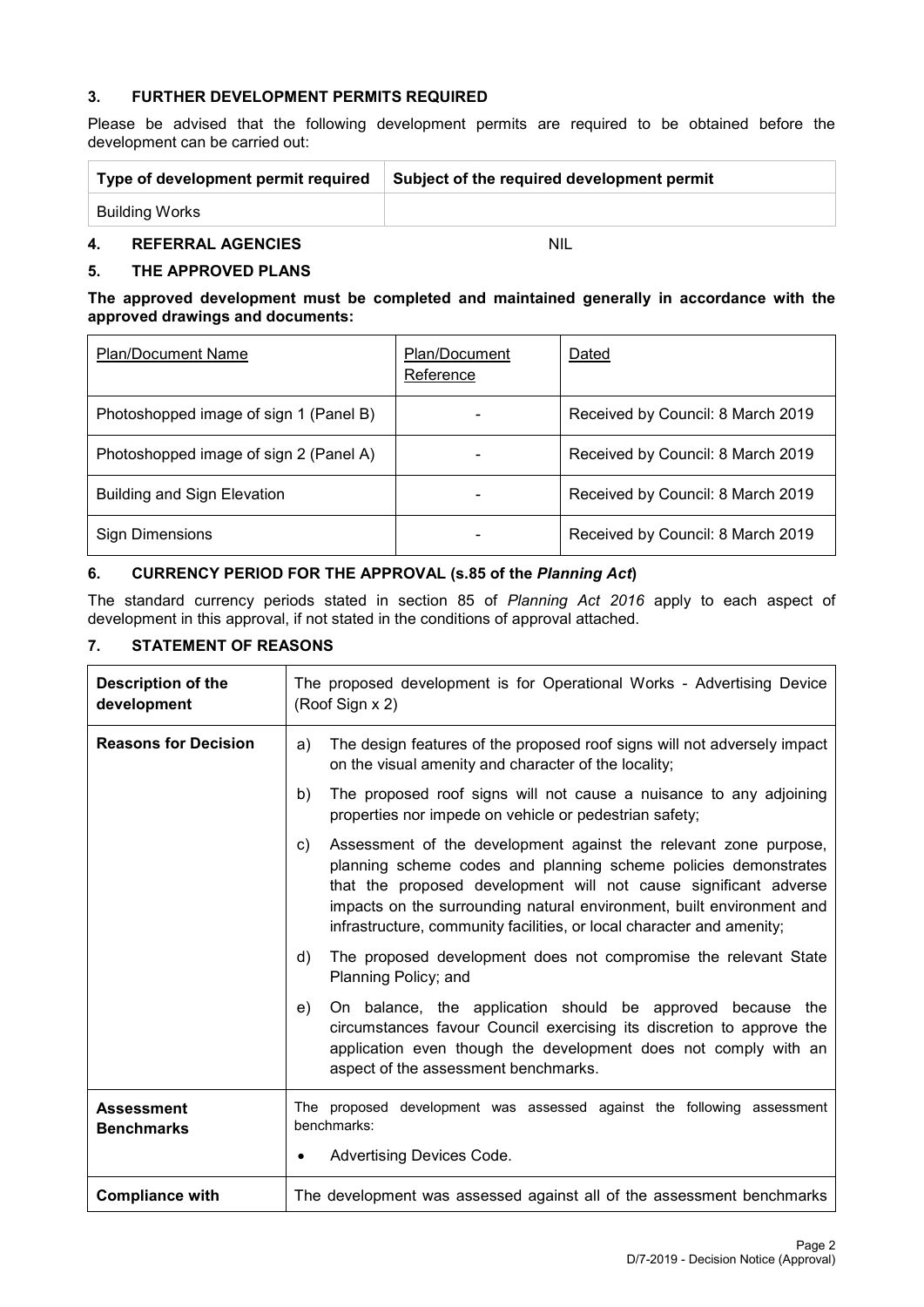## 3. FURTHER DEVELOPMENT PERMITS REQUIRED

Please be advised that the following development permits are required to be obtained before the development can be carried out:

| Type of development permit required | Subject of the required development permit |
|---|---|
| Building Works | |

## 4. REFERRAL AGENCIES NIL

## 5. THE APPROVED PLANS

**The approved development must be completed and maintained generally in accordance with the approved drawings and documents:**

| Plan/Document Name | Plan/Document Reference | Dated |
|---|---|---|
| Photoshopped image of sign 1 (Panel B) | - | Received by Council: 8 March 2019 |
| Photoshopped image of sign 2 (Panel A) | - | Received by Council: 8 March 2019 |
| Building and Sign Elevation | - | Received by Council: 8 March 2019 |
| Sign Dimensions | - | Received by Council: 8 March 2019 |

## 6. CURRENCY PERIOD FOR THE APPROVAL (s.85 of the *Planning Act*)

The standard currency periods stated in section 85 of *Planning Act 2016* apply to each aspect of development in this approval, if not stated in the conditions of approval attached.

## 7. STATEMENT OF REASONS

| | |
|---|---|
| **Description of the development** | The proposed development is for Operational Works - Advertising Device (Roof Sign x 2) |
| **Reasons for Decision** | a) The design features of the proposed roof signs will not adversely impact on the visual amenity and character of the locality;<br>b) The proposed roof signs will not cause a nuisance to any adjoining properties nor impede on vehicle or pedestrian safety;<br>c) Assessment of the development against the relevant zone purpose, planning scheme codes and planning scheme policies demonstrates that the proposed development will not cause significant adverse impacts on the surrounding natural environment, built environment and infrastructure, community facilities, or local character and amenity;<br>d) The proposed development does not compromise the relevant State Planning Policy; and<br>e) On balance, the application should be approved because the circumstances favour Council exercising its discretion to approve the application even though the development does not comply with an aspect of the assessment benchmarks. |
| **Assessment Benchmarks** | The proposed development was assessed against the following assessment benchmarks:<br>• Advertising Devices Code. |
| **Compliance with** | The development was assessed against all of the assessment benchmarks |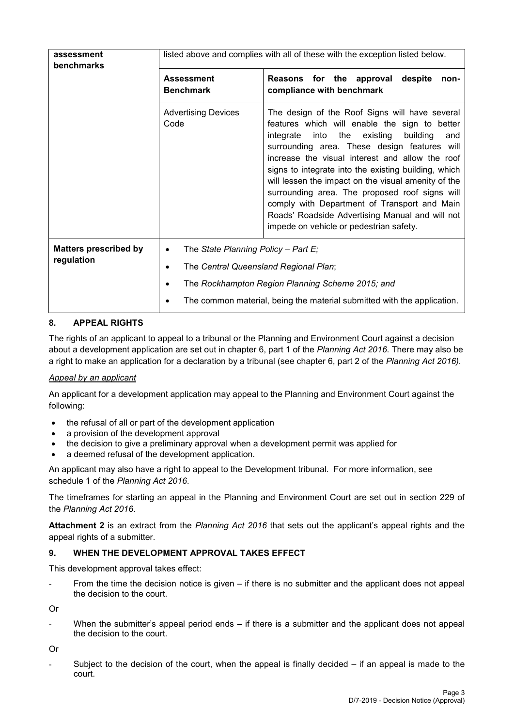| assessment benchmarks | listed above and complies with all of these with the exception listed below. | |
|---|---|---|
| | **Assessment Benchmark** | **Reasons for the approval despite non-compliance with benchmark** |
| | Advertising Devices Code | The design of the Roof Signs will have several features which will enable the sign to better integrate into the existing building and surrounding area. These design features will increase the visual interest and allow the roof signs to integrate into the existing building, which will lessen the impact on the visual amenity of the surrounding area. The proposed roof signs will comply with Department of Transport and Main Roads' Roadside Advertising Manual and will not impede on vehicle or pedestrian safety. |
| **Matters prescribed by regulation** | • The *State Planning Policy – Part E;*<br>• The *Central Queensland Regional Plan*;<br>• The *Rockhampton Region Planning Scheme 2015; and*<br>• The common material, being the material submitted with the application. | |

## 8. APPEAL RIGHTS

The rights of an applicant to appeal to a tribunal or the Planning and Environment Court against a decision about a development application are set out in chapter 6, part 1 of the *Planning Act 2016*. There may also be a right to make an application for a declaration by a tribunal (see chapter 6, part 2 of the *Planning Act 2016).*

*Appeal by an applicant*

An applicant for a development application may appeal to the Planning and Environment Court against the following:

- the refusal of all or part of the development application
- a provision of the development approval
- the decision to give a preliminary approval when a development permit was applied for
- a deemed refusal of the development application.

An applicant may also have a right to appeal to the Development tribunal. For more information, see schedule 1 of the *Planning Act 2016*.

The timeframes for starting an appeal in the Planning and Environment Court are set out in section 229 of the *Planning Act 2016*.

**Attachment 2** is an extract from the *Planning Act 2016* that sets out the applicant's appeal rights and the appeal rights of a submitter.

## 9. WHEN THE DEVELOPMENT APPROVAL TAKES EFFECT

This development approval takes effect:

- From the time the decision notice is given – if there is no submitter and the applicant does not appeal the decision to the court.

Or

- When the submitter's appeal period ends – if there is a submitter and the applicant does not appeal the decision to the court.

Or

- Subject to the decision of the court, when the appeal is finally decided – if an appeal is made to the court.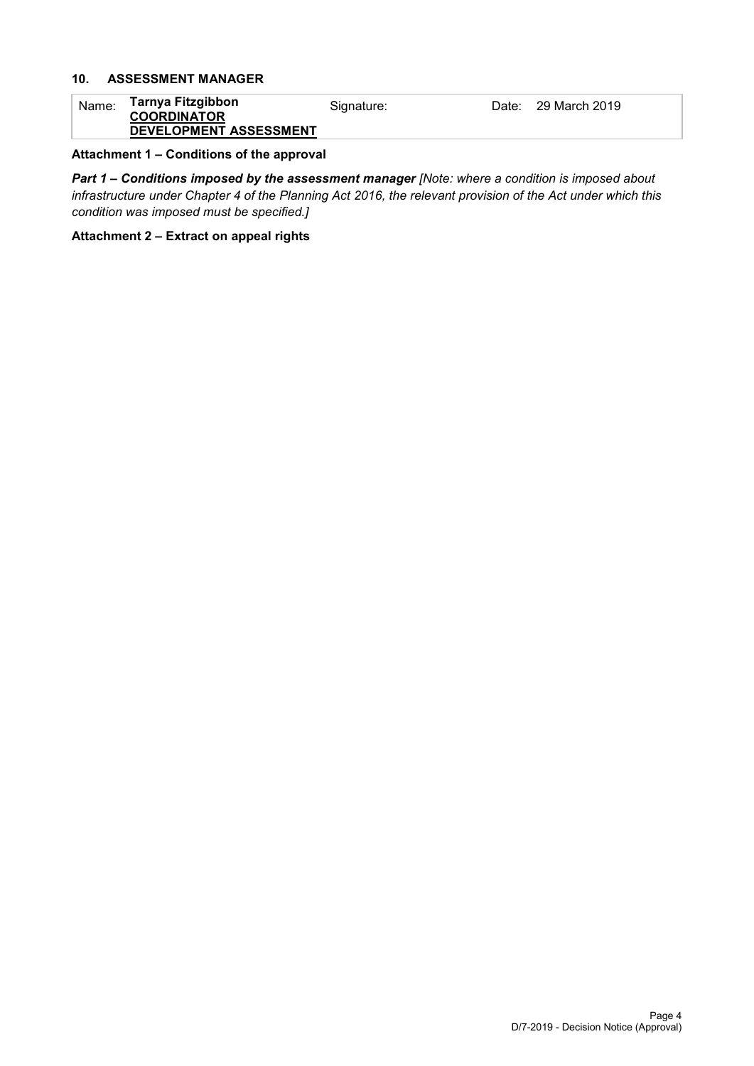## 10. ASSESSMENT MANAGER

| Name: | Tarnya Fitzgibbon<br>**COORDINATOR**<br>**DEVELOPMENT ASSESSMENT** | Signature: | Date: | 29 March 2019 |
|---|---|---|---|---|

**Attachment 1 – Conditions of the approval**

***Part 1 – Conditions imposed by the assessment manager*** *[Note: where a condition is imposed about infrastructure under Chapter 4 of the Planning Act 2016, the relevant provision of the Act under which this condition was imposed must be specified.]*

**Attachment 2 – Extract on appeal rights**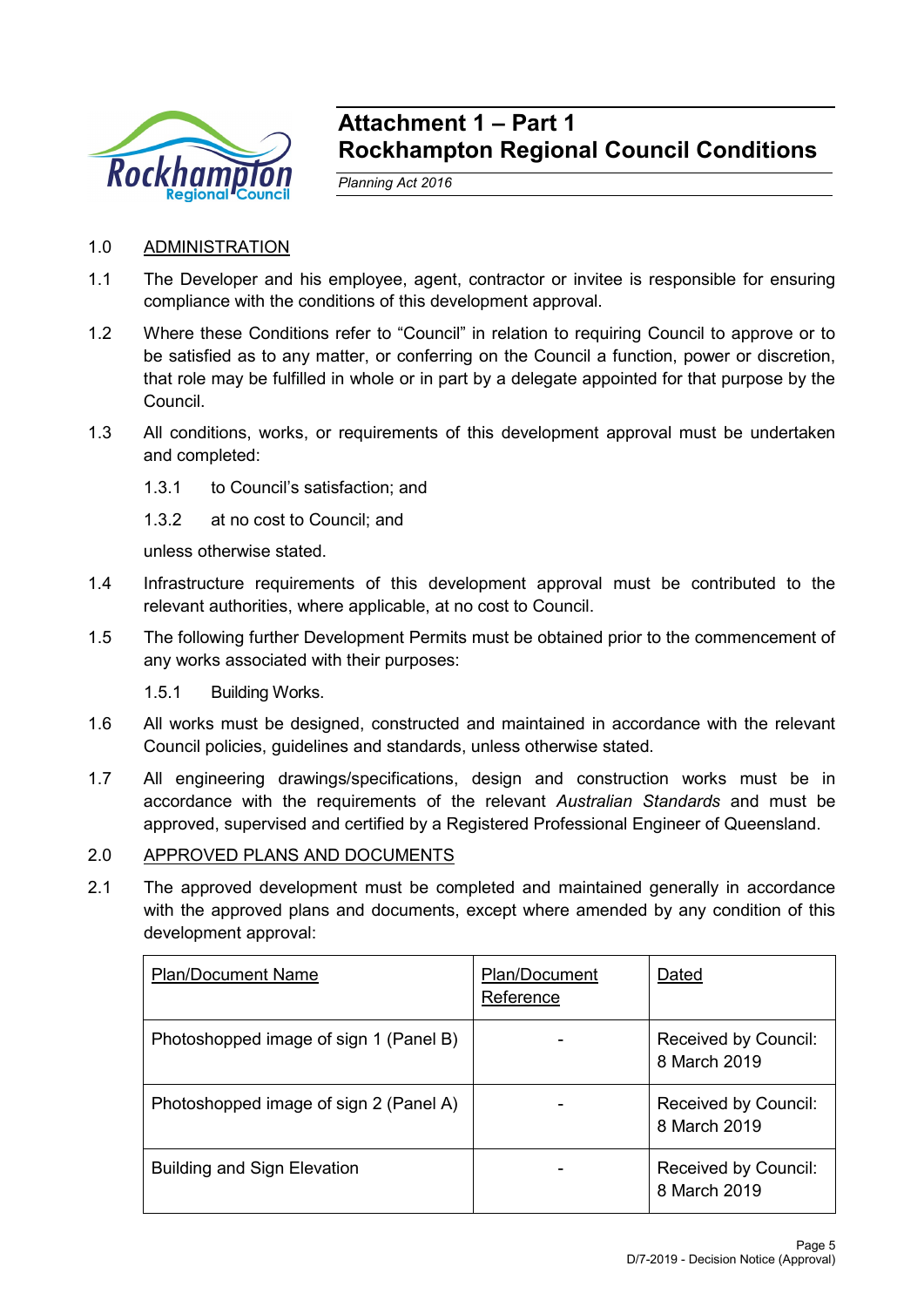# Attachment 1 – Part 1
# Rockhampton Regional Council Conditions

*Planning Act 2016*

1.0 ADMINISTRATION

1.1 The Developer and his employee, agent, contractor or invitee is responsible for ensuring compliance with the conditions of this development approval.

1.2 Where these Conditions refer to "Council" in relation to requiring Council to approve or to be satisfied as to any matter, or conferring on the Council a function, power or discretion, that role may be fulfilled in whole or in part by a delegate appointed for that purpose by the Council.

1.3 All conditions, works, or requirements of this development approval must be undertaken and completed:

1.3.1 to Council's satisfaction; and

1.3.2 at no cost to Council; and

unless otherwise stated.

1.4 Infrastructure requirements of this development approval must be contributed to the relevant authorities, where applicable, at no cost to Council.

1.5 The following further Development Permits must be obtained prior to the commencement of any works associated with their purposes:

1.5.1 Building Works.

1.6 All works must be designed, constructed and maintained in accordance with the relevant Council policies, guidelines and standards, unless otherwise stated.

1.7 All engineering drawings/specifications, design and construction works must be in accordance with the requirements of the relevant *Australian Standards* and must be approved, supervised and certified by a Registered Professional Engineer of Queensland.

2.0 APPROVED PLANS AND DOCUMENTS

2.1 The approved development must be completed and maintained generally in accordance with the approved plans and documents, except where amended by any condition of this development approval:

| Plan/Document Name | Plan/Document Reference | Dated |
|---|---|---|
| Photoshopped image of sign 1 (Panel B) | - | Received by Council: 8 March 2019 |
| Photoshopped image of sign 2 (Panel A) | - | Received by Council: 8 March 2019 |
| Building and Sign Elevation | - | Received by Council: 8 March 2019 |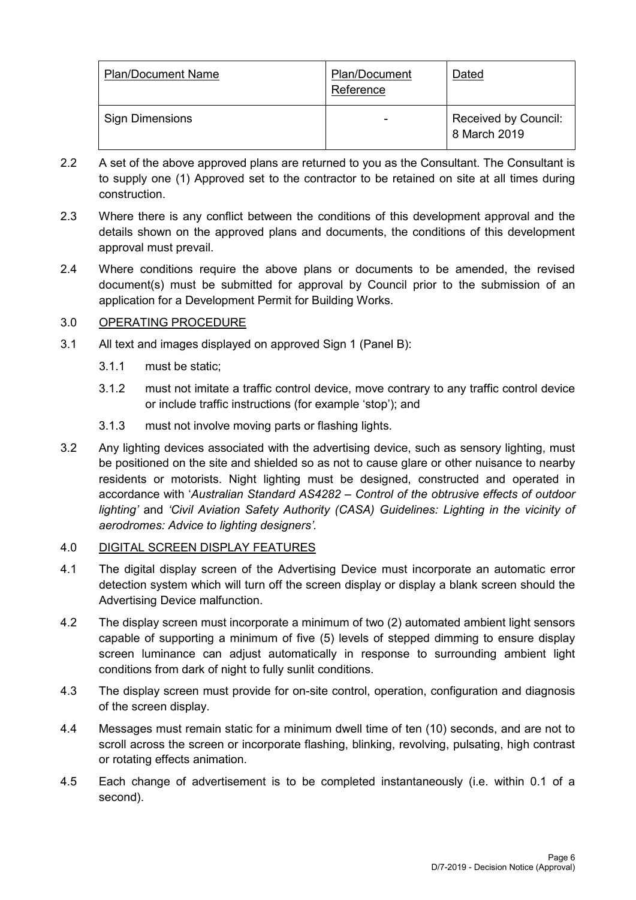| Plan/Document Name | Plan/Document Reference | Dated |
| --- | --- | --- |
| Sign Dimensions | - | Received by Council: 8 March 2019 |

2.2 A set of the above approved plans are returned to you as the Consultant. The Consultant is to supply one (1) Approved set to the contractor to be retained on site at all times during construction.

2.3 Where there is any conflict between the conditions of this development approval and the details shown on the approved plans and documents, the conditions of this development approval must prevail.

2.4 Where conditions require the above plans or documents to be amended, the revised document(s) must be submitted for approval by Council prior to the submission of an application for a Development Permit for Building Works.

3.0 OPERATING PROCEDURE

3.1 All text and images displayed on approved Sign 1 (Panel B):

3.1.1 must be static;

3.1.2 must not imitate a traffic control device, move contrary to any traffic control device or include traffic instructions (for example 'stop'); and

3.1.3 must not involve moving parts or flashing lights.

3.2 Any lighting devices associated with the advertising device, such as sensory lighting, must be positioned on the site and shielded so as not to cause glare or other nuisance to nearby residents or motorists. Night lighting must be designed, constructed and operated in accordance with '*Australian Standard AS4282 – Control of the obtrusive effects of outdoor lighting*' and *'Civil Aviation Safety Authority (CASA) Guidelines: Lighting in the vicinity of aerodromes: Advice to lighting designers'.*

4.0 DIGITAL SCREEN DISPLAY FEATURES

4.1 The digital display screen of the Advertising Device must incorporate an automatic error detection system which will turn off the screen display or display a blank screen should the Advertising Device malfunction.

4.2 The display screen must incorporate a minimum of two (2) automated ambient light sensors capable of supporting a minimum of five (5) levels of stepped dimming to ensure display screen luminance can adjust automatically in response to surrounding ambient light conditions from dark of night to fully sunlit conditions.

4.3 The display screen must provide for on-site control, operation, configuration and diagnosis of the screen display.

4.4 Messages must remain static for a minimum dwell time of ten (10) seconds, and are not to scroll across the screen or incorporate flashing, blinking, revolving, pulsating, high contrast or rotating effects animation.

4.5 Each change of advertisement is to be completed instantaneously (i.e. within 0.1 of a second).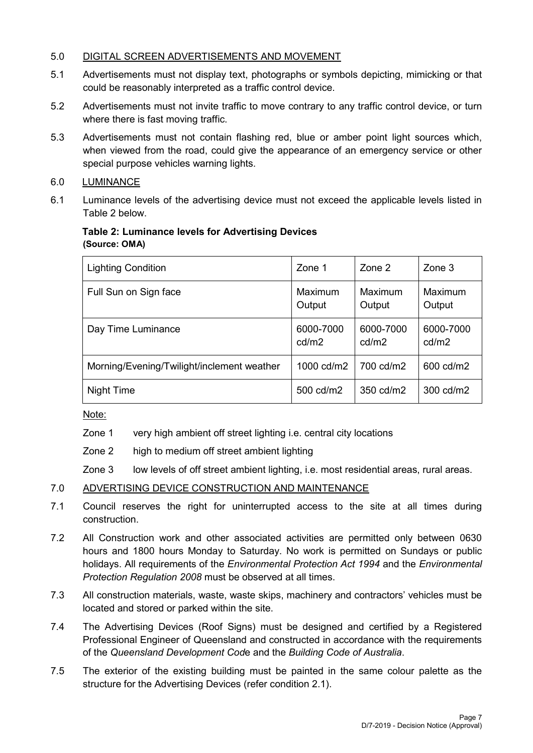5.0 DIGITAL SCREEN ADVERTISEMENTS AND MOVEMENT

5.1 Advertisements must not display text, photographs or symbols depicting, mimicking or that could be reasonably interpreted as a traffic control device.

5.2 Advertisements must not invite traffic to move contrary to any traffic control device, or turn where there is fast moving traffic.

5.3 Advertisements must not contain flashing red, blue or amber point light sources which, when viewed from the road, could give the appearance of an emergency service or other special purpose vehicles warning lights.

6.0 LUMINANCE

6.1 Luminance levels of the advertising device must not exceed the applicable levels listed in Table 2 below.

**Table 2: Luminance levels for Advertising Devices**
**(Source: OMA)**

| Lighting Condition | Zone 1 | Zone 2 | Zone 3 |
|---|---|---|---|
| Full Sun on Sign face | Maximum Output | Maximum Output | Maximum Output |
| Day Time Luminance | 6000-7000 cd/m2 | 6000-7000 cd/m2 | 6000-7000 cd/m2 |
| Morning/Evening/Twilight/inclement weather | 1000 cd/m2 | 700 cd/m2 | 600 cd/m2 |
| Night Time | 500 cd/m2 | 350 cd/m2 | 300 cd/m2 |

Note:

Zone 1 very high ambient off street lighting i.e. central city locations

Zone 2 high to medium off street ambient lighting

Zone 3 low levels of off street ambient lighting, i.e. most residential areas, rural areas.

7.0 ADVERTISING DEVICE CONSTRUCTION AND MAINTENANCE

7.1 Council reserves the right for uninterrupted access to the site at all times during construction.

7.2 All Construction work and other associated activities are permitted only between 0630 hours and 1800 hours Monday to Saturday. No work is permitted on Sundays or public holidays. All requirements of the *Environmental Protection Act 1994* and the *Environmental Protection Regulation 2008* must be observed at all times.

7.3 All construction materials, waste, waste skips, machinery and contractors' vehicles must be located and stored or parked within the site.

7.4 The Advertising Devices (Roof Signs) must be designed and certified by a Registered Professional Engineer of Queensland and constructed in accordance with the requirements of the *Queensland Development Code* and the *Building Code of Australia*.

7.5 The exterior of the existing building must be painted in the same colour palette as the structure for the Advertising Devices (refer condition 2.1).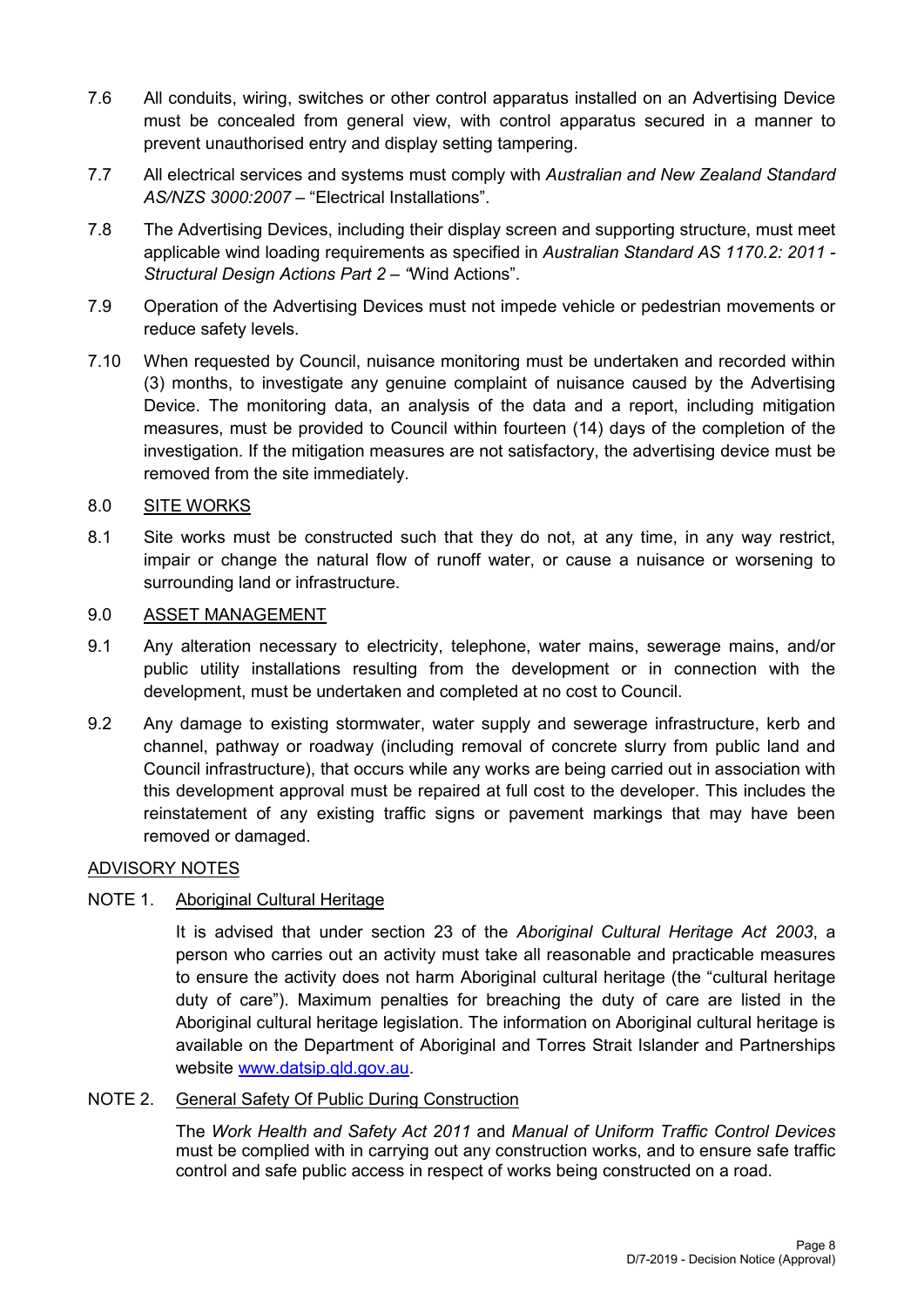7.6 All conduits, wiring, switches or other control apparatus installed on an Advertising Device must be concealed from general view, with control apparatus secured in a manner to prevent unauthorised entry and display setting tampering.

7.7 All electrical services and systems must comply with *Australian and New Zealand Standard AS/NZS 3000:2007* – "Electrical Installations".

7.8 The Advertising Devices, including their display screen and supporting structure, must meet applicable wind loading requirements as specified in *Australian Standard AS 1170.2: 2011 - Structural Design Actions Part 2 –* "Wind Actions".

7.9 Operation of the Advertising Devices must not impede vehicle or pedestrian movements or reduce safety levels.

7.10 When requested by Council, nuisance monitoring must be undertaken and recorded within (3) months, to investigate any genuine complaint of nuisance caused by the Advertising Device. The monitoring data, an analysis of the data and a report, including mitigation measures, must be provided to Council within fourteen (14) days of the completion of the investigation. If the mitigation measures are not satisfactory, the advertising device must be removed from the site immediately.

8.0 <u>SITE WORKS</u>

8.1 Site works must be constructed such that they do not, at any time, in any way restrict, impair or change the natural flow of runoff water, or cause a nuisance or worsening to surrounding land or infrastructure.

9.0 <u>ASSET MANAGEMENT</u>

9.1 Any alteration necessary to electricity, telephone, water mains, sewerage mains, and/or public utility installations resulting from the development or in connection with the development, must be undertaken and completed at no cost to Council.

9.2 Any damage to existing stormwater, water supply and sewerage infrastructure, kerb and channel, pathway or roadway (including removal of concrete slurry from public land and Council infrastructure), that occurs while any works are being carried out in association with this development approval must be repaired at full cost to the developer. This includes the reinstatement of any existing traffic signs or pavement markings that may have been removed or damaged.

<u>ADVISORY NOTES</u>

NOTE 1. <u>Aboriginal Cultural Heritage</u>

It is advised that under section 23 of the *Aboriginal Cultural Heritage Act 2003*, a person who carries out an activity must take all reasonable and practicable measures to ensure the activity does not harm Aboriginal cultural heritage (the "cultural heritage duty of care"). Maximum penalties for breaching the duty of care are listed in the Aboriginal cultural heritage legislation. The information on Aboriginal cultural heritage is available on the Department of Aboriginal and Torres Strait Islander and Partnerships website [www.datsip.qld.gov.au](http://www.datsip.qld.gov.au).

NOTE 2. <u>General Safety Of Public During Construction</u>

The *Work Health and Safety Act 2011* and *Manual of Uniform Traffic Control Devices* must be complied with in carrying out any construction works, and to ensure safe traffic control and safe public access in respect of works being constructed on a road.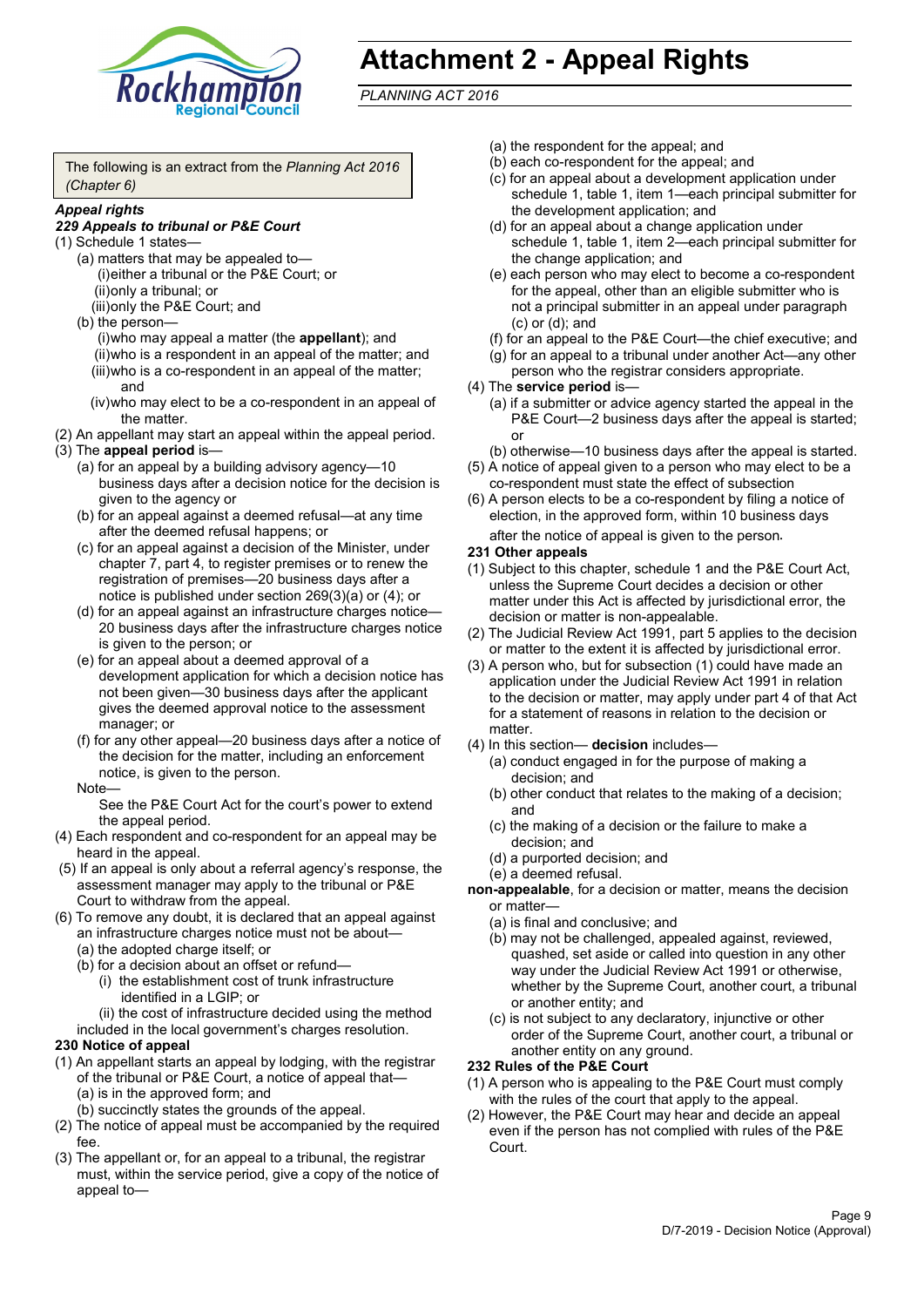# Attachment 2 - Appeal Rights

*PLANNING ACT 2016*

The following is an extract from the *Planning Act 2016 (Chapter 6)*

***Appeal rights***

***229 Appeals to tribunal or P&E Court***

(1) Schedule 1 states—

- (a) matters that may be appealed to—
  - (i) either a tribunal or the P&E Court; or
  - (ii) only a tribunal; or
  - (iii) only the P&E Court; and
- (b) the person—
  - (i) who may appeal a matter (the **appellant**); and
  - (ii) who is a respondent in an appeal of the matter; and
  - (iii) who is a co-respondent in an appeal of the matter; and
  - (iv) who may elect to be a co-respondent in an appeal of the matter.

(2) An appellant may start an appeal within the appeal period.

(3) The **appeal period** is—

- (a) for an appeal by a building advisory agency—10 business days after a decision notice for the decision is given to the agency or
- (b) for an appeal against a deemed refusal—at any time after the deemed refusal happens; or
- (c) for an appeal against a decision of the Minister, under chapter 7, part 4, to register premises or to renew the registration of premises—20 business days after a notice is published under section 269(3)(a) or (4); or
- (d) for an appeal against an infrastructure charges notice—20 business days after the infrastructure charges notice is given to the person; or
- (e) for an appeal about a deemed approval of a development application for which a decision notice has not been given—30 business days after the applicant gives the deemed approval notice to the assessment manager; or
- (f) for any other appeal—20 business days after a notice of the decision for the matter, including an enforcement notice, is given to the person.

Note—

See the P&E Court Act for the court's power to extend the appeal period.

(4) Each respondent and co-respondent for an appeal may be heard in the appeal.

(5) If an appeal is only about a referral agency's response, the assessment manager may apply to the tribunal or P&E Court to withdraw from the appeal.

(6) To remove any doubt, it is declared that an appeal against an infrastructure charges notice must not be about—

- (a) the adopted charge itself; or
- (b) for a decision about an offset or refund—
  - (i) the establishment cost of trunk infrastructure identified in a LGIP; or
  - (ii) the cost of infrastructure decided using the method

included in the local government's charges resolution.

**230 Notice of appeal**

(1) An appellant starts an appeal by lodging, with the registrar of the tribunal or P&E Court, a notice of appeal that—

- (a) is in the approved form; and
- (b) succinctly states the grounds of the appeal.

(2) The notice of appeal must be accompanied by the required fee.

(3) The appellant or, for an appeal to a tribunal, the registrar must, within the service period, give a copy of the notice of appeal to—

- (a) the respondent for the appeal; and
- (b) each co-respondent for the appeal; and
- (c) for an appeal about a development application under schedule 1, table 1, item 1—each principal submitter for the development application; and
- (d) for an appeal about a change application under schedule 1, table 1, item 2—each principal submitter for the change application; and
- (e) each person who may elect to become a co-respondent for the appeal, other than an eligible submitter who is not a principal submitter in an appeal under paragraph (c) or (d); and
- (f) for an appeal to the P&E Court—the chief executive; and
- (g) for an appeal to a tribunal under another Act—any other person who the registrar considers appropriate.

(4) The **service period** is—

- (a) if a submitter or advice agency started the appeal in the P&E Court—2 business days after the appeal is started; or
- (b) otherwise—10 business days after the appeal is started.

(5) A notice of appeal given to a person who may elect to be a co-respondent must state the effect of subsection

(6) A person elects to be a co-respondent by filing a notice of election, in the approved form, within 10 business days after the notice of appeal is given to the person.

**231 Other appeals**

(1) Subject to this chapter, schedule 1 and the P&E Court Act, unless the Supreme Court decides a decision or other matter under this Act is affected by jurisdictional error, the decision or matter is non-appealable.

(2) The Judicial Review Act 1991, part 5 applies to the decision or matter to the extent it is affected by jurisdictional error.

(3) A person who, but for subsection (1) could have made an application under the Judicial Review Act 1991 in relation to the decision or matter, may apply under part 4 of that Act for a statement of reasons in relation to the decision or matter.

(4) In this section— **decision** includes—

- (a) conduct engaged in for the purpose of making a decision; and
- (b) other conduct that relates to the making of a decision; and
- (c) the making of a decision or the failure to make a decision; and
- (d) a purported decision; and
- (e) a deemed refusal.

**non-appealable**, for a decision or matter, means the decision or matter—

- (a) is final and conclusive; and
- (b) may not be challenged, appealed against, reviewed, quashed, set aside or called into question in any other way under the Judicial Review Act 1991 or otherwise, whether by the Supreme Court, another court, a tribunal or another entity; and
- (c) is not subject to any declaratory, injunctive or other order of the Supreme Court, another court, a tribunal or another entity on any ground.

**232 Rules of the P&E Court**

(1) A person who is appealing to the P&E Court must comply with the rules of the court that apply to the appeal.

(2) However, the P&E Court may hear and decide an appeal even if the person has not complied with rules of the P&E Court.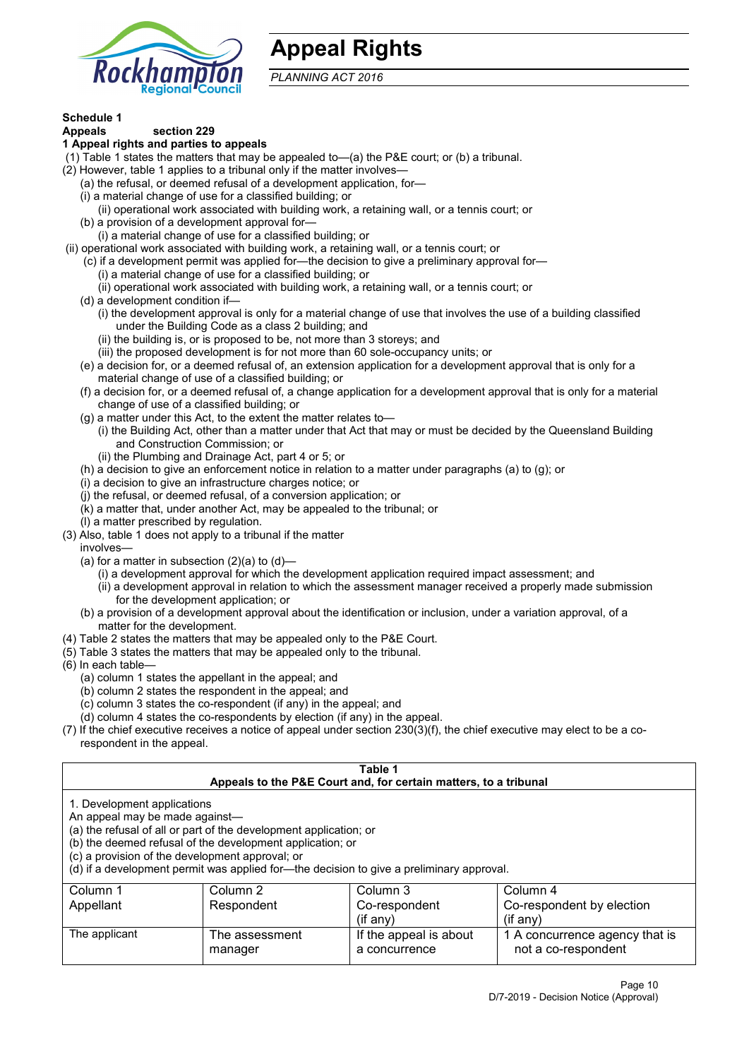# Appeal Rights

*PLANNING ACT 2016*

**Schedule 1**
**Appeals section 229**
**1 Appeal rights and parties to appeals**

(1) Table 1 states the matters that may be appealed to—(a) the P&E court; or (b) a tribunal.
(2) However, table 1 applies to a tribunal only if the matter involves—
  (a) the refusal, or deemed refusal of a development application, for—
  (i) a material change of use for a classified building; or
    (ii) operational work associated with building work, a retaining wall, or a tennis court; or
  (b) a provision of a development approval for—
    (i) a material change of use for a classified building; or
(ii) operational work associated with building work, a retaining wall, or a tennis court; or
  (c) if a development permit was applied for—the decision to give a preliminary approval for—
    (i) a material change of use for a classified building; or
    (ii) operational work associated with building work, a retaining wall, or a tennis court; or
  (d) a development condition if—
    (i) the development approval is only for a material change of use that involves the use of a building classified under the Building Code as a class 2 building; and
    (ii) the building is, or is proposed to be, not more than 3 storeys; and
    (iii) the proposed development is for not more than 60 sole-occupancy units; or
  (e) a decision for, or a deemed refusal of, an extension application for a development approval that is only for a material change of use of a classified building; or
  (f) a decision for, or a deemed refusal of, a change application for a development approval that is only for a material change of use of a classified building; or
  (g) a matter under this Act, to the extent the matter relates to—
    (i) the Building Act, other than a matter under that Act that may or must be decided by the Queensland Building and Construction Commission; or
    (ii) the Plumbing and Drainage Act, part 4 or 5; or
  (h) a decision to give an enforcement notice in relation to a matter under paragraphs (a) to (g); or
  (i) a decision to give an infrastructure charges notice; or
  (j) the refusal, or deemed refusal, of a conversion application; or
  (k) a matter that, under another Act, may be appealed to the tribunal; or
  (l) a matter prescribed by regulation.
(3) Also, table 1 does not apply to a tribunal if the matter involves—
  (a) for a matter in subsection (2)(a) to (d)—
    (i) a development approval for which the development application required impact assessment; and
    (ii) a development approval in relation to which the assessment manager received a properly made submission for the development application; or
  (b) a provision of a development approval about the identification or inclusion, under a variation approval, of a matter for the development.
(4) Table 2 states the matters that may be appealed only to the P&E Court.
(5) Table 3 states the matters that may be appealed only to the tribunal.
(6) In each table—
  (a) column 1 states the appellant in the appeal; and
  (b) column 2 states the respondent in the appeal; and
  (c) column 3 states the co-respondent (if any) in the appeal; and
  (d) column 4 states the co-respondents by election (if any) in the appeal.
(7) If the chief executive receives a notice of appeal under section 230(3)(f), the chief executive may elect to be a co-respondent in the appeal.

**Table 1**
**Appeals to the P&E Court and, for certain matters, to a tribunal**

1. Development applications
An appeal may be made against—
(a) the refusal of all or part of the development application; or
(b) the deemed refusal of the development application; or
(c) a provision of the development approval; or
(d) if a development permit was applied for—the decision to give a preliminary approval.

| Column 1<br>Appellant | Column 2<br>Respondent | Column 3<br>Co-respondent<br>(if any) | Column 4<br>Co-respondent by election<br>(if any) |
|---|---|---|---|
| The applicant | The assessment manager | If the appeal is about a concurrence | 1 A concurrence agency that is not a co-respondent |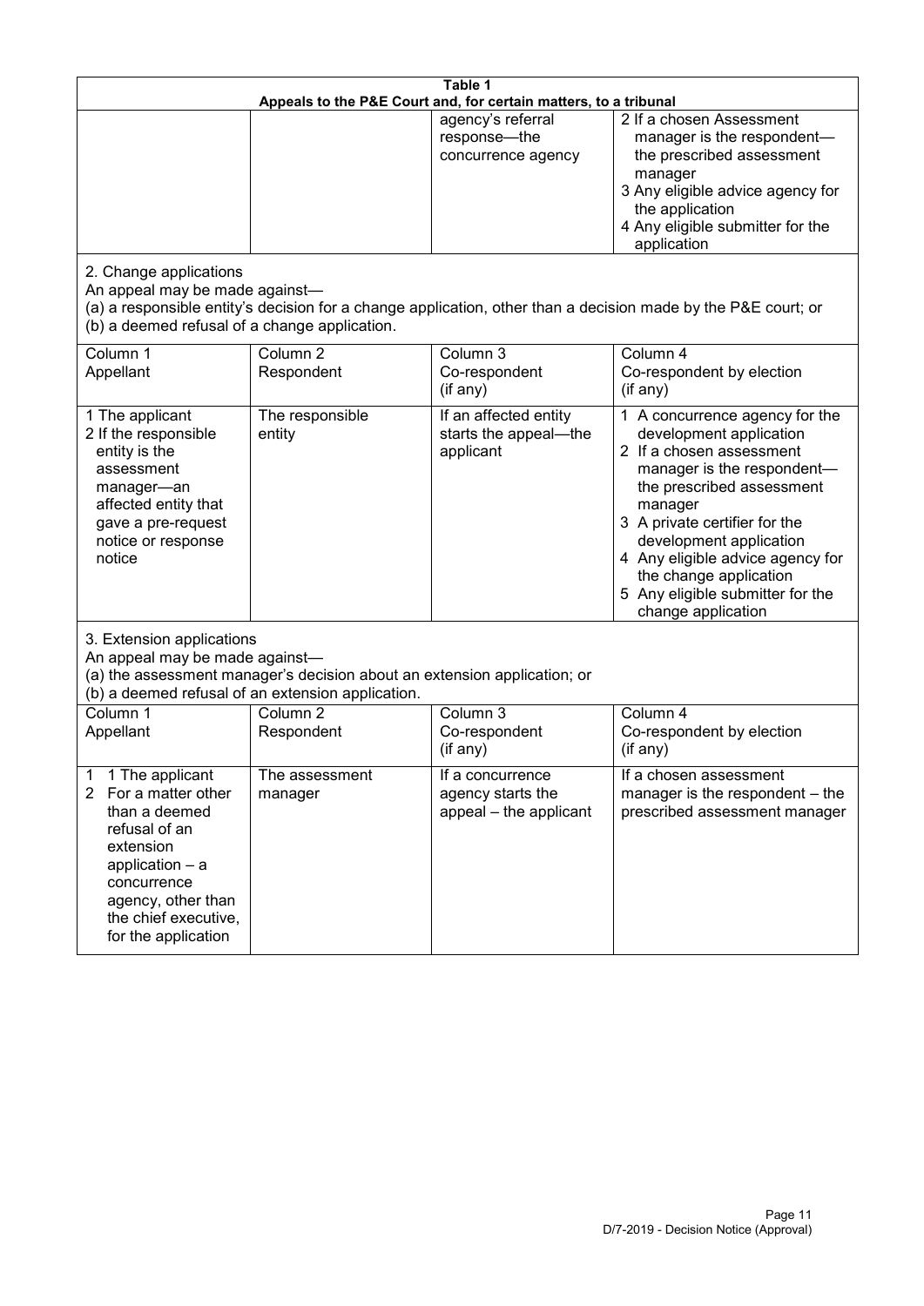**Table 1**
**Appeals to the P&E Court and, for certain matters, to a tribunal**

| | | | |
|---|---|---|---|
| | | agency's referral response—the concurrence agency | 2 If a chosen Assessment manager is the respondent—the prescribed assessment manager<br>3 Any eligible advice agency for the application<br>4 Any eligible submitter for the application |

2. Change applications

An appeal may be made against—
(a) a responsible entity's decision for a change application, other than a decision made by the P&E court; or
(b) a deemed refusal of a change application.

| Column 1<br>Appellant | Column 2<br>Respondent | Column 3<br>Co-respondent<br>(if any) | Column 4<br>Co-respondent by election<br>(if any) |
|---|---|---|---|
| 1 The applicant<br>2 If the responsible entity is the assessment manager—an affected entity that gave a pre-request notice or response notice | The responsible entity | If an affected entity starts the appeal—the applicant | 1 A concurrence agency for the development application<br>2 If a chosen assessment manager is the respondent—the prescribed assessment manager<br>3 A private certifier for the development application<br>4 Any eligible advice agency for the change application<br>5 Any eligible submitter for the change application |

3. Extension applications

An appeal may be made against—
(a) the assessment manager's decision about an extension application; or
(b) a deemed refusal of an extension application.

| Column 1<br>Appellant | Column 2<br>Respondent | Column 3<br>Co-respondent<br>(if any) | Column 4<br>Co-respondent by election<br>(if any) |
|---|---|---|---|
| 1 1 The applicant<br>2 For a matter other than a deemed refusal of an extension application – a concurrence agency, other than the chief executive, for the application | The assessment manager | If a concurrence agency starts the appeal – the applicant | If a chosen assessment manager is the respondent – the prescribed assessment manager |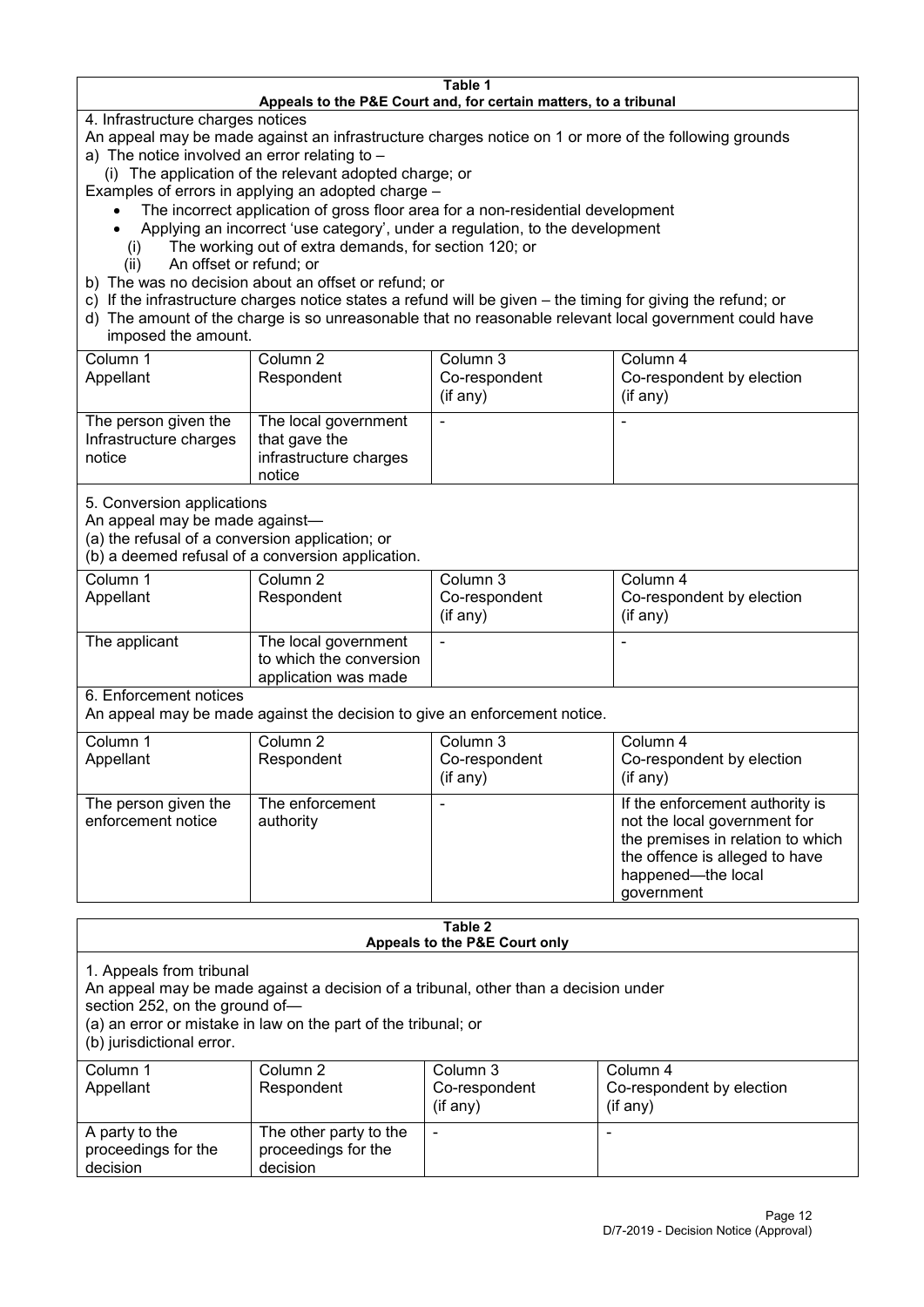**Table 1**
**Appeals to the P&E Court and, for certain matters, to a tribunal**

4. Infrastructure charges notices

An appeal may be made against an infrastructure charges notice on 1 or more of the following grounds

a) The notice involved an error relating to –
   (i) The application of the relevant adopted charge; or

Examples of errors in applying an adopted charge –

- The incorrect application of gross floor area for a non-residential development
- Applying an incorrect 'use category', under a regulation, to the development
   (i) The working out of extra demands, for section 120; or
   (ii) An offset or refund; or

b) The was no decision about an offset or refund; or

c) If the infrastructure charges notice states a refund will be given – the timing for giving the refund; or

d) The amount of the charge is so unreasonable that no reasonable relevant local government could have imposed the amount.

| Column 1<br>Appellant | Column 2<br>Respondent | Column 3<br>Co-respondent<br>(if any) | Column 4<br>Co-respondent by election<br>(if any) |
|---|---|---|---|
| The person given the Infrastructure charges notice | The local government that gave the infrastructure charges notice | - | - |

5. Conversion applications

An appeal may be made against—
(a) the refusal of a conversion application; or
(b) a deemed refusal of a conversion application.

| Column 1<br>Appellant | Column 2<br>Respondent | Column 3<br>Co-respondent<br>(if any) | Column 4<br>Co-respondent by election<br>(if any) |
|---|---|---|---|
| The applicant | The local government to which the conversion application was made | - | - |

6. Enforcement notices

An appeal may be made against the decision to give an enforcement notice.

| Column 1<br>Appellant | Column 2<br>Respondent | Column 3<br>Co-respondent<br>(if any) | Column 4<br>Co-respondent by election<br>(if any) |
|---|---|---|---|
| The person given the enforcement notice | The enforcement authority | - | If the enforcement authority is not the local government for the premises in relation to which the offence is alleged to have happened—the local government |

**Table 2**
**Appeals to the P&E Court only**

1. Appeals from tribunal

An appeal may be made against a decision of a tribunal, other than a decision under section 252, on the ground of—
(a) an error or mistake in law on the part of the tribunal; or
(b) jurisdictional error.

| Column 1<br>Appellant | Column 2<br>Respondent | Column 3<br>Co-respondent<br>(if any) | Column 4<br>Co-respondent by election<br>(if any) |
|---|---|---|---|
| A party to the proceedings for the decision | The other party to the proceedings for the decision | - | - |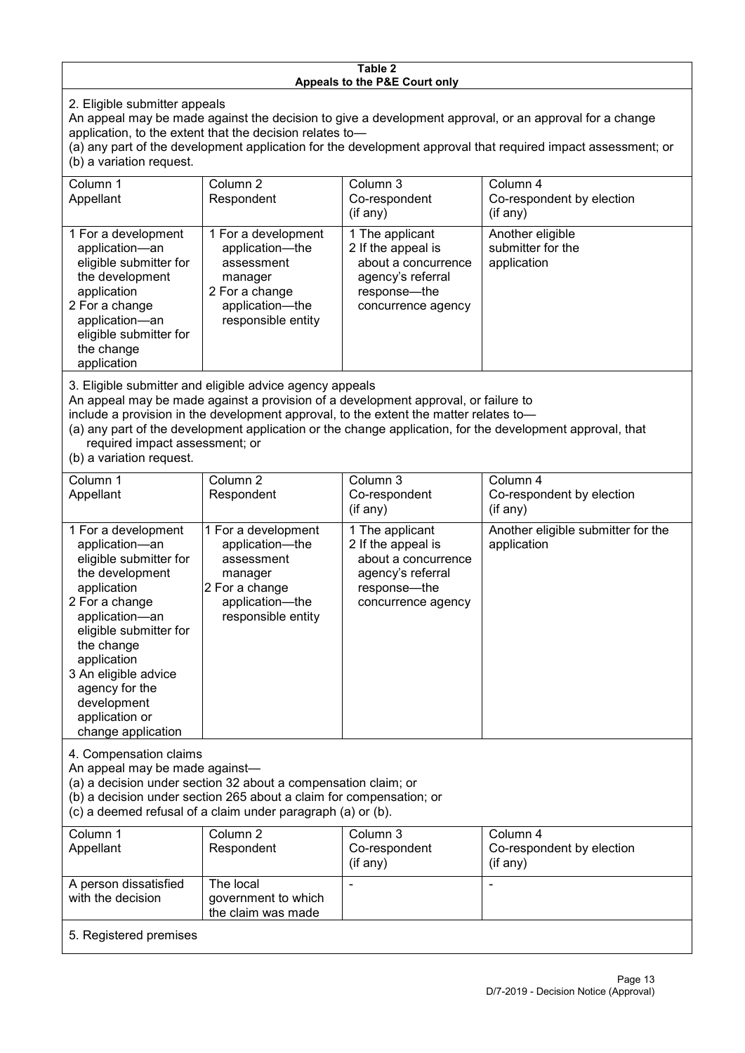**Table 2**
**Appeals to the P&E Court only**

2. Eligible submitter appeals

An appeal may be made against the decision to give a development approval, or an approval for a change application, to the extent that the decision relates to—

(a) any part of the development application for the development approval that required impact assessment; or

(b) a variation request.

| Column 1<br>Appellant | Column 2<br>Respondent | Column 3<br>Co-respondent<br>(if any) | Column 4<br>Co-respondent by election<br>(if any) |
|---|---|---|---|
| 1 For a development application—an eligible submitter for the development application<br>2 For a change application—an eligible submitter for the change application | 1 For a development application—the assessment manager<br>2 For a change application—the responsible entity | 1 The applicant<br>2 If the appeal is about a concurrence agency's referral response—the concurrence agency | Another eligible submitter for the application |

3. Eligible submitter and eligible advice agency appeals

An appeal may be made against a provision of a development approval, or failure to include a provision in the development approval, to the extent the matter relates to—

(a) any part of the development application or the change application, for the development approval, that required impact assessment; or

(b) a variation request.

| Column 1<br>Appellant | Column 2<br>Respondent | Column 3<br>Co-respondent<br>(if any) | Column 4<br>Co-respondent by election<br>(if any) |
|---|---|---|---|
| 1 For a development application—an eligible submitter for the development application<br>2 For a change application—an eligible submitter for the change application<br>3 An eligible advice agency for the development application or change application | 1 For a development application—the assessment manager<br>2 For a change application—the responsible entity | 1 The applicant<br>2 If the appeal is about a concurrence agency's referral response—the concurrence agency | Another eligible submitter for the application |

4. Compensation claims

An appeal may be made against—

(a) a decision under section 32 about a compensation claim; or

(b) a decision under section 265 about a claim for compensation; or

(c) a deemed refusal of a claim under paragraph (a) or (b).

| Column 1<br>Appellant | Column 2<br>Respondent | Column 3<br>Co-respondent<br>(if any) | Column 4<br>Co-respondent by election<br>(if any) |
|---|---|---|---|
| A person dissatisfied with the decision | The local government to which the claim was made | - | - |

5. Registered premises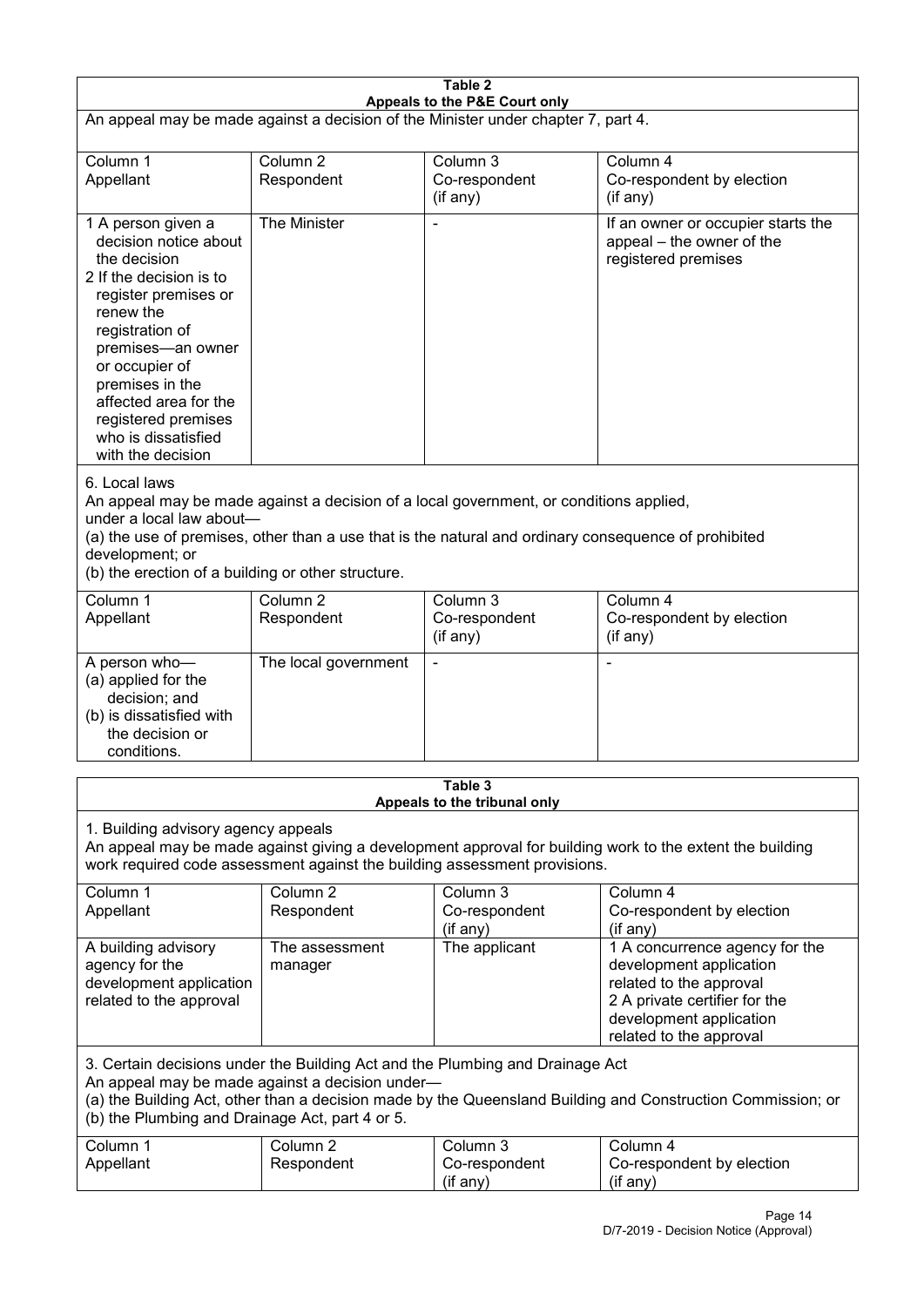**Table 2**
**Appeals to the P&E Court only**

An appeal may be made against a decision of the Minister under chapter 7, part 4.

| Column 1 Appellant | Column 2 Respondent | Column 3 Co-respondent (if any) | Column 4 Co-respondent by election (if any) |
|---|---|---|---|
| 1 A person given a decision notice about the decision<br>2 If the decision is to register premises or renew the registration of premises—an owner or occupier of premises in the affected area for the registered premises who is dissatisfied with the decision | The Minister | - | If an owner or occupier starts the appeal – the owner of the registered premises |

6. Local laws

An appeal may be made against a decision of a local government, or conditions applied, under a local law about—

(a) the use of premises, other than a use that is the natural and ordinary consequence of prohibited development; or

(b) the erection of a building or other structure.

| Column 1 Appellant | Column 2 Respondent | Column 3 Co-respondent (if any) | Column 4 Co-respondent by election (if any) |
|---|---|---|---|
| A person who—<br>(a) applied for the decision; and<br>(b) is dissatisfied with the decision or conditions. | The local government | - | - |

**Table 3**
**Appeals to the tribunal only**

1. Building advisory agency appeals

An appeal may be made against giving a development approval for building work to the extent the building work required code assessment against the building assessment provisions.

| Column 1 Appellant | Column 2 Respondent | Column 3 Co-respondent (if any) | Column 4 Co-respondent by election (if any) |
|---|---|---|---|
| A building advisory agency for the development application related to the approval | The assessment manager | The applicant | 1 A concurrence agency for the development application related to the approval<br>2 A private certifier for the development application related to the approval |

3. Certain decisions under the Building Act and the Plumbing and Drainage Act

An appeal may be made against a decision under—

(a) the Building Act, other than a decision made by the Queensland Building and Construction Commission; or

(b) the Plumbing and Drainage Act, part 4 or 5.

| Column 1 Appellant | Column 2 Respondent | Column 3 Co-respondent (if any) | Column 4 Co-respondent by election (if any) |
|---|---|---|---|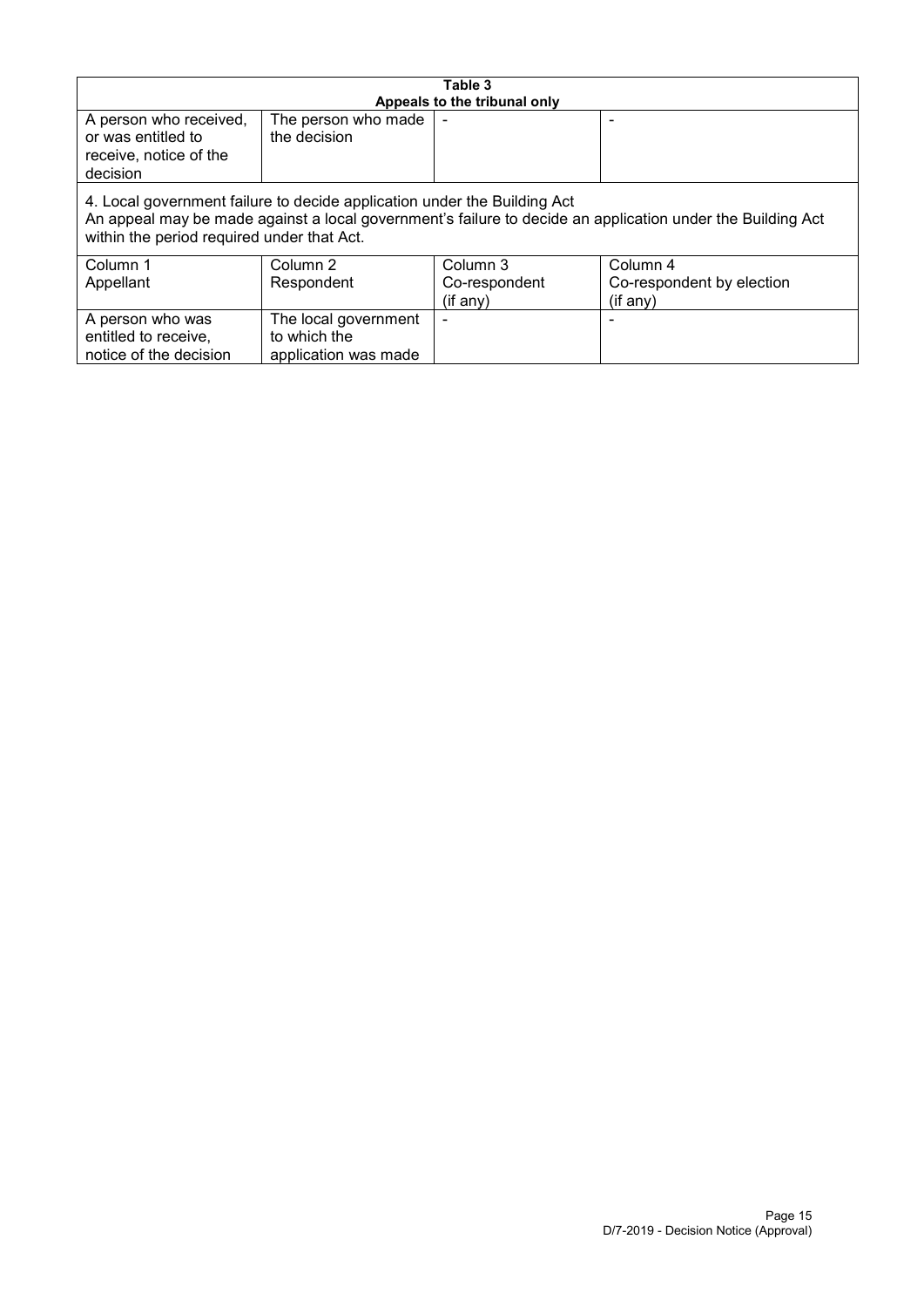**Table 3**
**Appeals to the tribunal only**

| | | | |
|---|---|---|---|
| A person who received, or was entitled to receive, notice of the decision | The person who made the decision | - | - |

4. Local government failure to decide application under the Building Act
An appeal may be made against a local government's failure to decide an application under the Building Act within the period required under that Act.

| Column 1<br>Appellant | Column 2<br>Respondent | Column 3<br>Co-respondent (if any) | Column 4<br>Co-respondent by election (if any) |
|---|---|---|---|
| A person who was entitled to receive, notice of the decision | The local government to which the application was made | - | - |